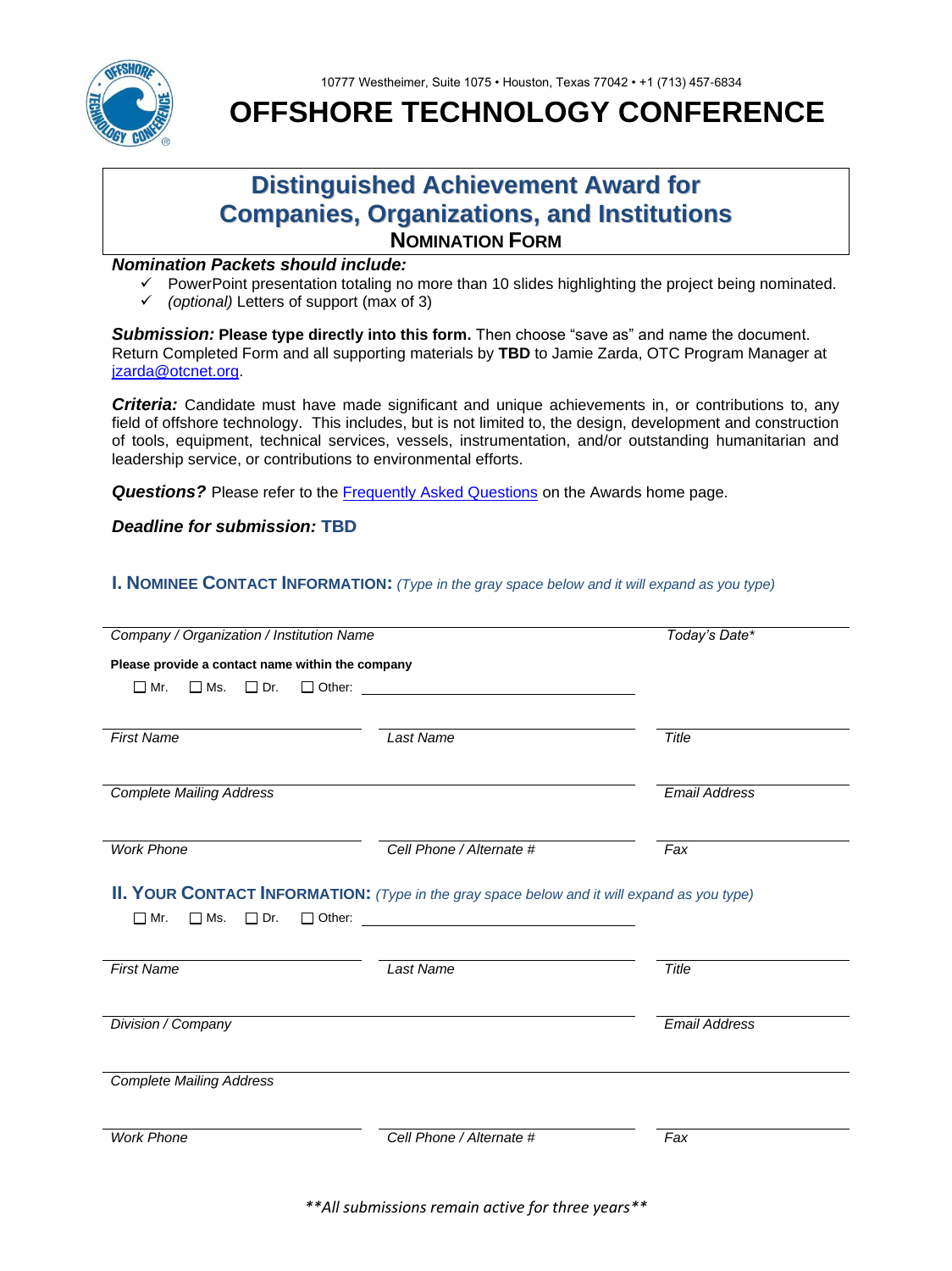10777 Westheimer, Suite 1075 • Houston, Texas 77042 • +1 (713) 457-6834

# OFFSHORE TECHNOLOGY CONFERENCE

## Distinguished Achievement Award for Companies, Organizations, and Institutions

### NOMINATION FORM

***Nomination Packets should include:***

- ✓ PowerPoint presentation totaling no more than 10 slides highlighting the project being nominated.
- ✓ *(optional)* Letters of support (max of 3)

***Submission:*** **Please type directly into this form.** Then choose "save as" and name the document. Return Completed Form and all supporting materials by **TBD** to Jamie Zarda, OTC Program Manager at jzarda@otcnet.org.

***Criteria:*** Candidate must have made significant and unique achievements in, or contributions to, any field of offshore technology. This includes, but is not limited to, the design, development and construction of tools, equipment, technical services, vessels, instrumentation, and/or outstanding humanitarian and leadership service, or contributions to environmental efforts.

***Questions?*** Please refer to the Frequently Asked Questions on the Awards home page.

***Deadline for submission:*** **TBD**

### I. NOMINEE CONTACT INFORMATION: *(Type in the gray space below and it will expand as you type)*

| | |
|---|---|
| *Company / Organization / Institution Name* | *Today's Date\** |

**Please provide a contact name within the company**

☐ Mr. ☐ Ms. ☐ Dr. ☐ Other: ______________________

| | | |
|---|---|---|
| *First Name* | *Last Name* | *Title* |
| *Complete Mailing Address* | | *Email Address* |
| *Work Phone* | *Cell Phone / Alternate #* | *Fax* |

### II. YOUR CONTACT INFORMATION: *(Type in the gray space below and it will expand as you type)*

☐ Mr. ☐ Ms. ☐ Dr. ☐ Other: ______________________

| | | |
|---|---|---|
| *First Name* | *Last Name* | *Title* |
| *Division / Company* | | *Email Address* |
| *Complete Mailing Address* | | |
| *Work Phone* | *Cell Phone / Alternate #* | *Fax* |

*\*\*All submissions remain active for three years\*\**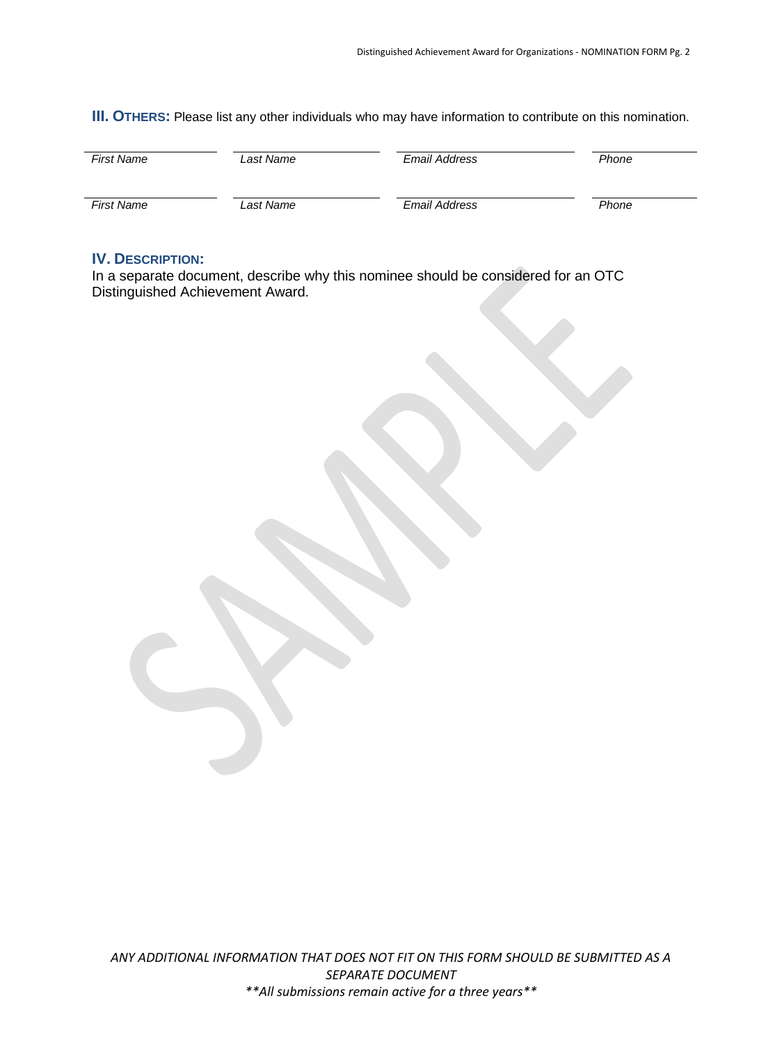**III. OTHERS:** Please list any other individuals who may have information to contribute on this nomination.

| | | | |
|---|---|---|---|
| *First Name* | *Last Name* | *Email Address* | *Phone* |
| *First Name* | *Last Name* | *Email Address* | *Phone* |

**IV. DESCRIPTION:**

In a separate document, describe why this nominee should be considered for an OTC Distinguished Achievement Award.

*ANY ADDITIONAL INFORMATION THAT DOES NOT FIT ON THIS FORM SHOULD BE SUBMITTED AS A SEPARATE DOCUMENT*

*\*\*All submissions remain active for a three years\*\**